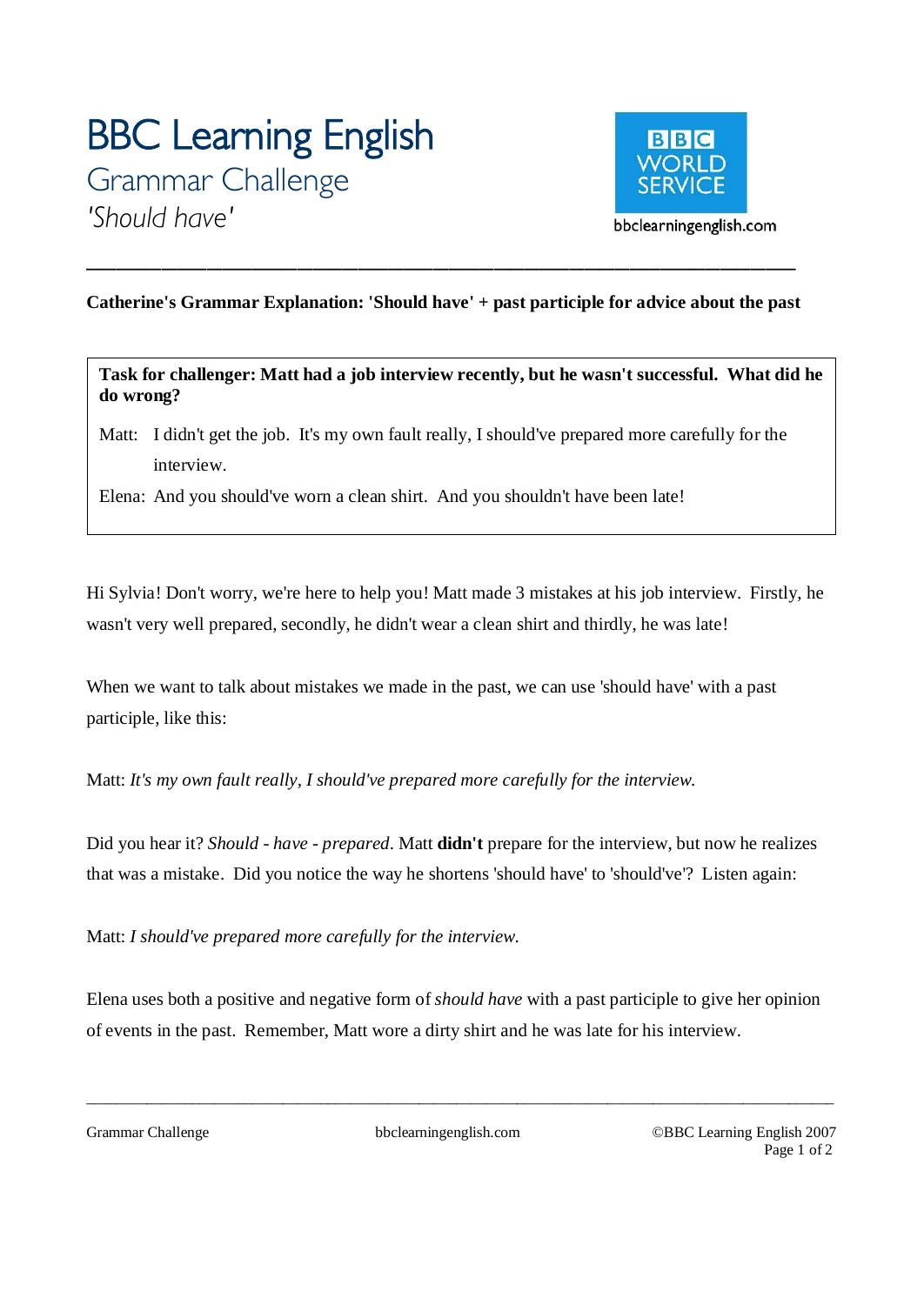# BBC Learning English

## Grammar Challenge

*'Should have'*

bbclearningenglish.com

---

**Catherine's Grammar Explanation: 'Should have' + past participle for advice about the past**

> **Task for challenger: Matt had a job interview recently, but he wasn't successful. What did he do wrong?**
>
> Matt: I didn't get the job. It's my own fault really, I should've prepared more carefully for the interview.
>
> Elena: And you should've worn a clean shirt. And you shouldn't have been late!

Hi Sylvia! Don't worry, we're here to help you! Matt made 3 mistakes at his job interview. Firstly, he wasn't very well prepared, secondly, he didn't wear a clean shirt and thirdly, he was late!

When we want to talk about mistakes we made in the past, we can use 'should have' with a past participle, like this:

Matt: *It's my own fault really, I should've prepared more carefully for the interview.*

Did you hear it? *Should - have - prepared*. Matt **didn't** prepare for the interview, but now he realizes that was a mistake. Did you notice the way he shortens 'should have' to 'should've'? Listen again:

Matt: *I should've prepared more carefully for the interview.*

Elena uses both a positive and negative form of *should have* with a past participle to give her opinion of events in the past. Remember, Matt wore a dirty shirt and he was late for his interview.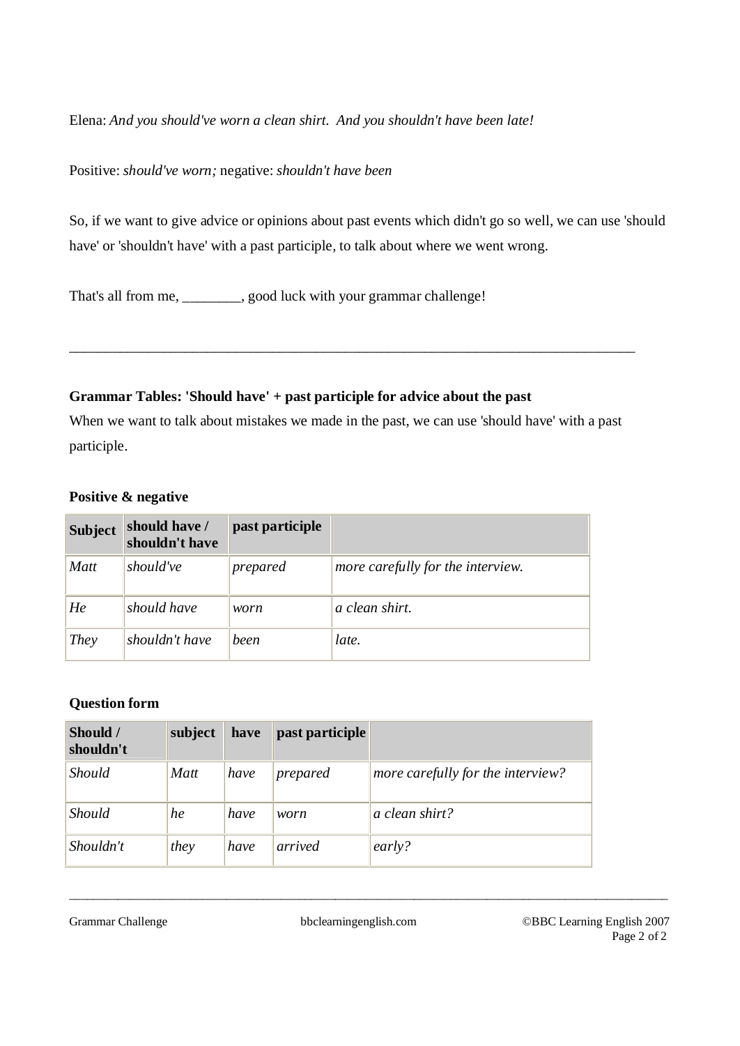Elena: *And you should've worn a clean shirt.  And you shouldn't have been late!*

Positive: *should've worn;* negative: *shouldn't have been*

So, if we want to give advice or opinions about past events which didn't go so well, we can use 'should have' or 'shouldn't have' with a past participle, to talk about where we went wrong.

That's all from me, ________, good luck with your grammar challenge!

---

**Grammar Tables: 'Should have' + past participle for advice about the past**

When we want to talk about mistakes we made in the past, we can use 'should have' with a past participle.

**Positive & negative**

| Subject | should have / shouldn't have | past participle | |
|---|---|---|---|
| *Matt* | *should've* | *prepared* | *more carefully for the interview.* |
| *He* | *should have* | *worn* | *a clean shirt.* |
| *They* | *shouldn't have* | *been* | *late.* |

**Question form**

| Should / shouldn't | subject | have | past participle | |
|---|---|---|---|---|
| *Should* | *Matt* | *have* | *prepared* | *more carefully for the interview?* |
| *Should* | *he* | *have* | *worn* | *a clean shirt?* |
| *Shouldn't* | *they* | *have* | *arrived* | *early?* |